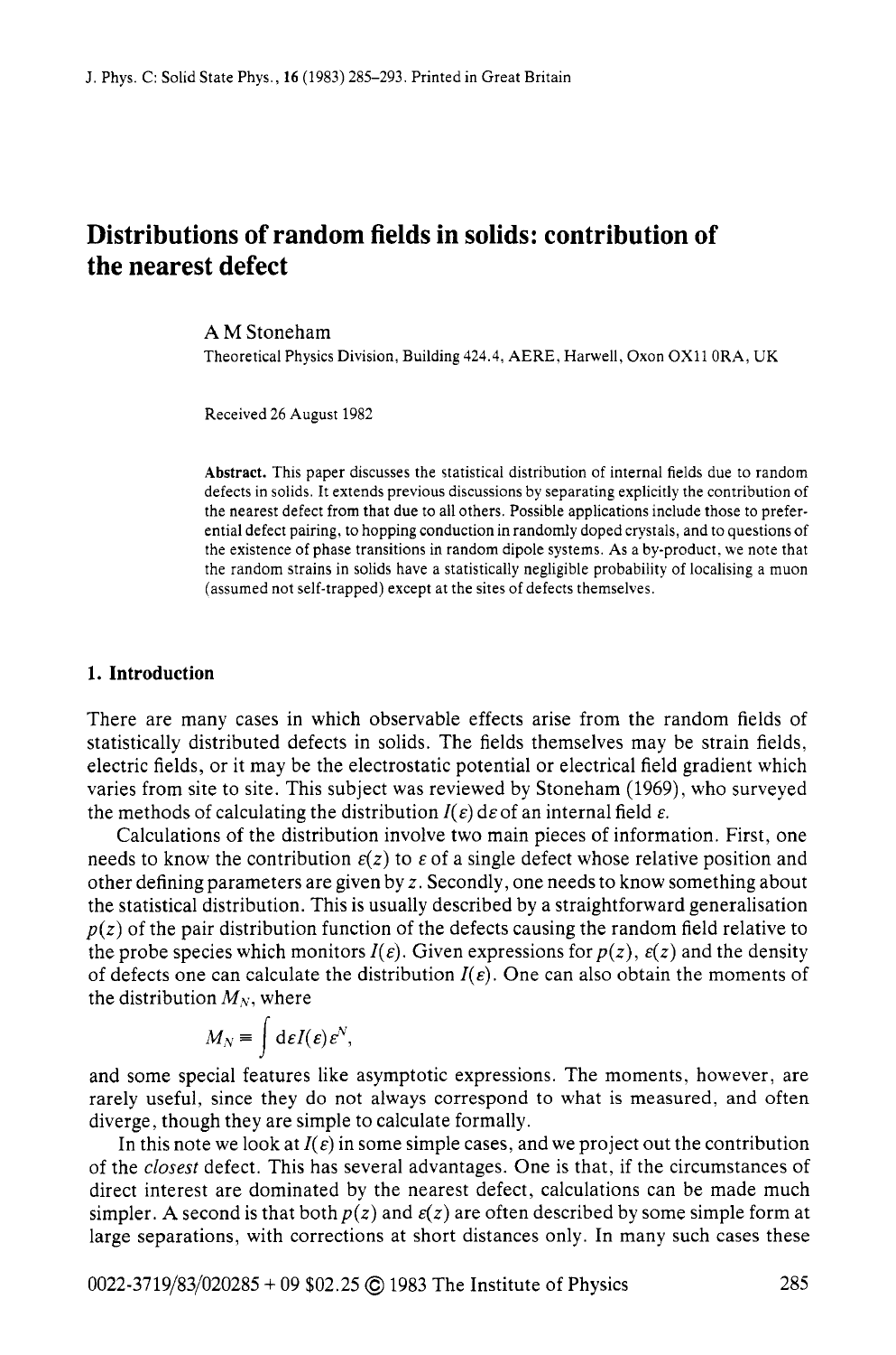# Distributions of random fields in solids: contribution of the nearest defect

A M Stoneham

Theoretical Physics Division, Building 424.4, AERE, Harwell, Oxon OX11 0RA, UK

Received 26 August 1982

**Abstract.** This paper discusses the statistical distribution of internal fields due to random defects in solids. It extends previous discussions by separating explicitly the contribution of the nearest defect from that due to all others. Possible applications include those to preferential defect pairing, to hopping conduction in randomly doped crystals, and to questions of the existence of phase transitions in random dipole systems. As a by-product, we note that the random strains in solids have a statistically negligible probability of localising a muon (assumed not self-trapped) except at the sites of defects themselves.

## 1. Introduction

There are many cases in which observable effects arise from the random fields of statistically distributed defects in solids. The fields themselves may be strain fields, electric fields, or it may be the electrostatic potential or electrical field gradient which varies from site to site. This subject was reviewed by Stoneham (1969), who surveyed the methods of calculating the distribution $I(\varepsilon)\,d\varepsilon$ of an internal field $\varepsilon$.

Calculations of the distribution involve two main pieces of information. First, one needs to know the contribution $\varepsilon(z)$ to $\varepsilon$ of a single defect whose relative position and other defining parameters are given by $z$. Secondly, one needs to know something about the statistical distribution. This is usually described by a straightforward generalisation $p(z)$ of the pair distribution function of the defects causing the random field relative to the probe species which monitors $I(\varepsilon)$. Given expressions for $p(z)$, $\varepsilon(z)$ and the density of defects one can calculate the distribution $I(\varepsilon)$. One can also obtain the moments of the distribution $M_N$, where

$$M_N \equiv \int d\varepsilon I(\varepsilon)\varepsilon^N,$$

and some special features like asymptotic expressions. The moments, however, are rarely useful, since they do not always correspond to what is measured, and often diverge, though they are simple to calculate formally.

In this note we look at $I(\varepsilon)$ in some simple cases, and we project out the contribution of the *closest* defect. This has several advantages. One is that, if the circumstances of direct interest are dominated by the nearest defect, calculations can be made much simpler. A second is that both $p(z)$ and $\varepsilon(z)$ are often described by some simple form at large separations, with corrections at short distances only. In many such cases these

0022-3719/83/020285 + 09 \$02.25 © 1983 The Institute of Physics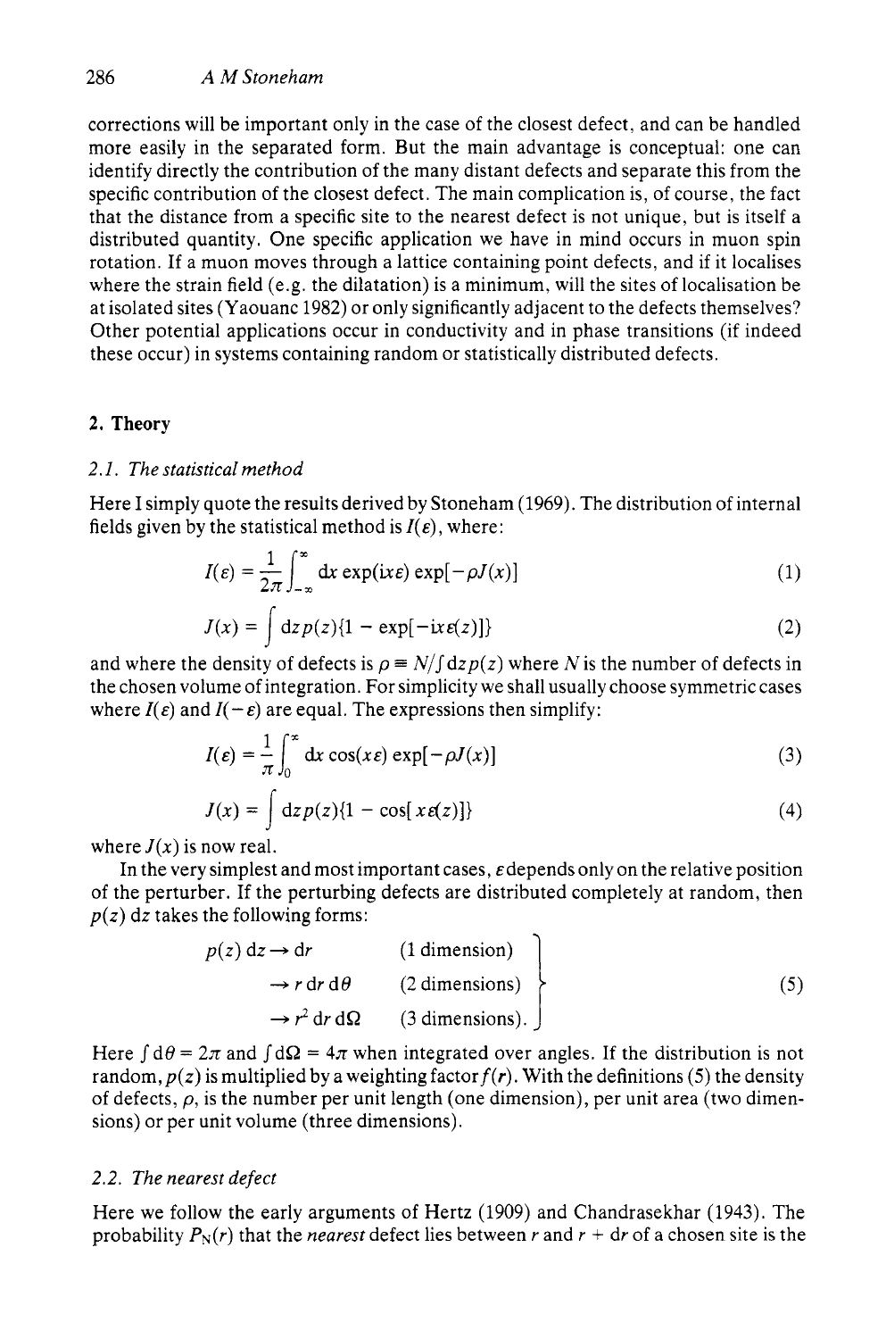corrections will be important only in the case of the closest defect, and can be handled more easily in the separated form. But the main advantage is conceptual: one can identify directly the contribution of the many distant defects and separate this from the specific contribution of the closest defect. The main complication is, of course, the fact that the distance from a specific site to the nearest defect is not unique, but is itself a distributed quantity. One specific application we have in mind occurs in muon spin rotation. If a muon moves through a lattice containing point defects, and if it localises where the strain field (e.g. the dilatation) is a minimum, will the sites of localisation be at isolated sites (Yaouanc 1982) or only significantly adjacent to the defects themselves? Other potential applications occur in conductivity and in phase transitions (if indeed these occur) in systems containing random or statistically distributed defects.

## 2. Theory

### 2.1. The statistical method

Here I simply quote the results derived by Stoneham (1969). The distribution of internal fields given by the statistical method is $I(\varepsilon)$, where:

$$I(\varepsilon) = \frac{1}{2\pi}\int_{-\infty}^{\infty} \mathrm{d}x \exp(\mathrm{i}x\varepsilon) \exp[-\rho J(x)] \tag{1}$$

$$J(x) = \int \mathrm{d}z\, p(z)\{1 - \exp[-\mathrm{i}x\varepsilon(z)]\} \tag{2}$$

and where the density of defects is $\rho \equiv N/\int \mathrm{d}z\, p(z)$ where $N$ is the number of defects in the chosen volume of integration. For simplicity we shall usually choose symmetric cases where $I(\varepsilon)$ and $I(-\varepsilon)$ are equal. The expressions then simplify:

$$I(\varepsilon) = \frac{1}{\pi}\int_{0}^{\infty} \mathrm{d}x \cos(x\varepsilon) \exp[-\rho J(x)] \tag{3}$$

$$J(x) = \int \mathrm{d}z\, p(z)\{1 - \cos[x\varepsilon(z)]\} \tag{4}$$

where $J(x)$ is now real.

In the very simplest and most important cases, $\varepsilon$ depends only on the relative position of the perturber. If the perturbing defects are distributed completely at random, then $p(z)\,\mathrm{d}z$ takes the following forms:

$$\left.\begin{aligned} p(z)\,\mathrm{d}z &\rightarrow \mathrm{d}r && \text{(1 dimension)} \\ &\rightarrow r\,\mathrm{d}r\,\mathrm{d}\theta && \text{(2 dimensions)} \\ &\rightarrow r^2\,\mathrm{d}r\,\mathrm{d}\Omega && \text{(3 dimensions).} \end{aligned}\right\} \tag{5}$$

Here $\int \mathrm{d}\theta = 2\pi$ and $\int \mathrm{d}\Omega = 4\pi$ when integrated over angles. If the distribution is not random, $p(z)$ is multiplied by a weighting factor $f(r)$. With the definitions (5) the density of defects, $\rho$, is the number per unit length (one dimension), per unit area (two dimensions) or per unit volume (three dimensions).

### 2.2. The nearest defect

Here we follow the early arguments of Hertz (1909) and Chandrasekhar (1943). The probability $P_N(r)$ that the *nearest* defect lies between $r$ and $r + \mathrm{d}r$ of a chosen site is the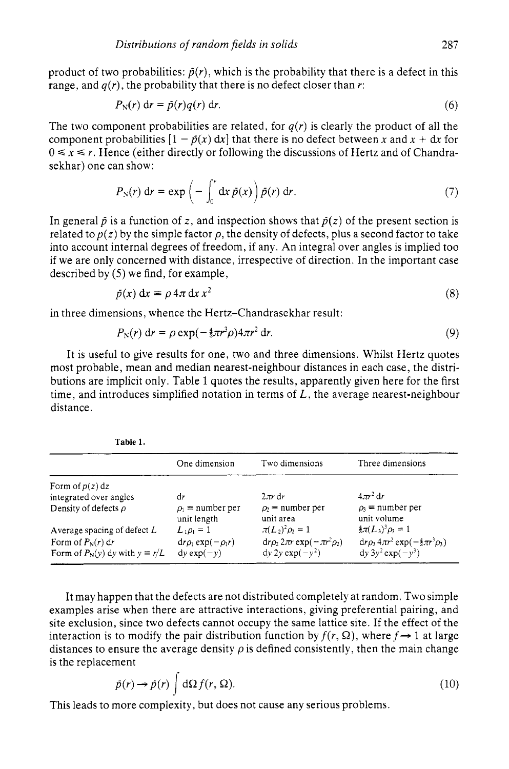product of two probabilities: $\bar{p}(r)$, which is the probability that there is a defect in this range, and $q(r)$, the probability that there is no defect closer than $r$:

$$P_N(r)\,dr = \bar{p}(r)q(r)\,dr. \tag{6}$$

The two component probabilities are related, for $q(r)$ is clearly the product of all the component probabilities $[1 - \bar{p}(x)\,dx]$ that there is no defect between $x$ and $x + dx$ for $0 \leq x \leq r$. Hence (either directly or following the discussions of Hertz and of Chandrasekhar) one can show:

$$P_N(r)\,dr = \exp\left(-\int_0^r dx\,\bar{p}(x)\right)\bar{p}(r)\,dr. \tag{7}$$

In general $\bar{p}$ is a function of $z$, and inspection shows that $\bar{p}(z)$ of the present section is related to $p(z)$ by the simple factor $\rho$, the density of defects, plus a second factor to take into account internal degrees of freedom, if any. An integral over angles is implied too if we are only concerned with distance, irrespective of direction. In the important case described by (5) we find, for example,

$$\bar{p}(x)\,dx \equiv \rho\,4\pi\,dx\,x^2 \tag{8}$$

in three dimensions, whence the Hertz–Chandrasekhar result:

$$P_N(r)\,dr = \rho\exp(-\tfrac{4}{3}\pi r^3\rho)4\pi r^2\,dr. \tag{9}$$

It is useful to give results for one, two and three dimensions. Whilst Hertz quotes most probable, mean and median nearest-neighbour distances in each case, the distributions are implicit only. Table 1 quotes the results, apparently given here for the first time, and introduces simplified notation in terms of $L$, the average nearest-neighbour distance.

**Table 1.**

| | One dimension | Two dimensions | Three dimensions |
|---|---|---|---|
| Form of $p(z)\,dz$ integrated over angles | $dr$ | $2\pi r\,dr$ | $4\pi r^2\,dr$ |
| Density of defects $\rho$ | $\rho_1$ ≡ number per unit length | $\rho_2$ ≡ number per unit area | $\rho_3$ ≡ number per unit volume |
| Average spacing of defect $L$ | $L_1\rho_1 = 1$ | $\pi(L_2)^2\rho_2 = 1$ | $\frac{4}{3}\pi(L_3)^3\rho_3 = 1$ |
| Form of $P_N(r)\,dr$ | $dr\rho_1\exp(-\rho_1 r)$ | $dr\rho_2\,2\pi r\exp(-\pi r^2\rho_2)$ | $dr\rho_3\,4\pi r^2\exp(-\frac{4}{3}\pi r^3\rho_3)$ |
| Form of $P_N(y)\,dy$ with $y \equiv r/L$ | $dy\exp(-y)$ | $dy\,2y\exp(-y^2)$ | $dy\,3y^2\exp(-y^3)$ |

It may happen that the defects are not distributed completely at random. Two simple examples arise when there are attractive interactions, giving preferential pairing, and site exclusion, since two defects cannot occupy the same lattice site. If the effect of the interaction is to modify the pair distribution function by $f(r, \Omega)$, where $f \to 1$ at large distances to ensure the average density $\rho$ is defined consistently, then the main change is the replacement

$$\bar{p}(r) \to \bar{p}(r)\int d\Omega\,f(r, \Omega). \tag{10}$$

This leads to more complexity, but does not cause any serious problems.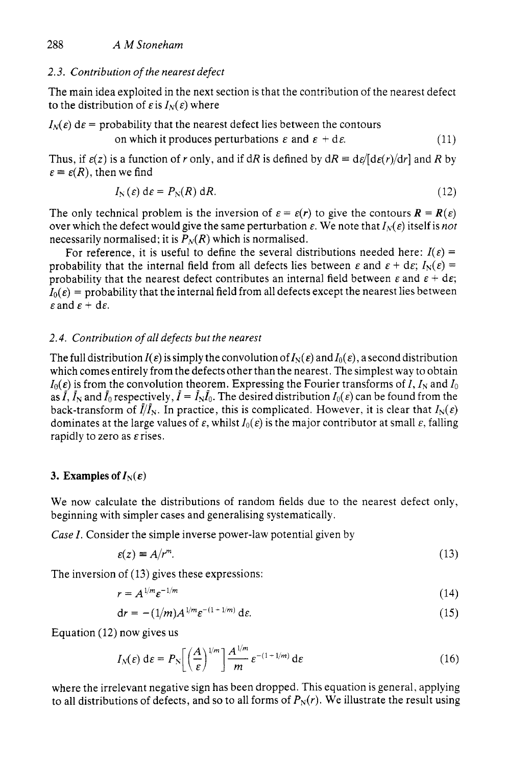### 2.3. Contribution of the nearest defect

The main idea exploited in the next section is that the contribution of the nearest defect to the distribution of $\varepsilon$ is $I_N(\varepsilon)$ where

$I_N(\varepsilon)\,\mathrm{d}\varepsilon$ = probability that the nearest defect lies between the contours on which it produces perturbations $\varepsilon$ and $\varepsilon + \mathrm{d}\varepsilon$. (11)

Thus, if $\varepsilon(z)$ is a function of $r$ only, and if $\mathrm{d}R$ is defined by $\mathrm{d}R \equiv \mathrm{d}\varepsilon/[\mathrm{d}\varepsilon(r)/\mathrm{d}r]$ and $R$ by $\varepsilon \equiv \varepsilon(R)$, then we find

$$I_N(\varepsilon)\,\mathrm{d}\varepsilon = P_N(R)\,\mathrm{d}R. \tag{12}$$

The only technical problem is the inversion of $\varepsilon = \varepsilon(r)$ to give the contours $\boldsymbol{R} = \boldsymbol{R}(\varepsilon)$ over which the defect would give the same perturbation $\varepsilon$. We note that $I_N(\varepsilon)$ itself is *not* necessarily normalised; it is $P_N(R)$ which is normalised.

For reference, it is useful to define the several distributions needed here: $I(\varepsilon)$ = probability that the internal field from all defects lies between $\varepsilon$ and $\varepsilon + \mathrm{d}\varepsilon$; $I_N(\varepsilon)$ = probability that the nearest defect contributes an internal field between $\varepsilon$ and $\varepsilon + \mathrm{d}\varepsilon$; $I_0(\varepsilon)$ = probability that the internal field from all defects except the nearest lies between $\varepsilon$ and $\varepsilon + \mathrm{d}\varepsilon$.

### 2.4. Contribution of all defects but the nearest

The full distribution $I(\varepsilon)$ is simply the convolution of $I_N(\varepsilon)$ and $I_0(\varepsilon)$, a second distribution which comes entirely from the defects other than the nearest. The simplest way to obtain $I_0(\varepsilon)$ is from the convolution theorem. Expressing the Fourier transforms of $I$, $I_N$ and $I_0$ as $\bar{I}$, $\bar{I}_N$ and $\bar{I}_0$ respectively, $\bar{I} = \bar{I}_N\bar{I}_0$. The desired distribution $I_0(\varepsilon)$ can be found from the back-transform of $\bar{I}/\bar{I}_N$. In practice, this is complicated. However, it is clear that $I_N(\varepsilon)$ dominates at the large values of $\varepsilon$, whilst $I_0(\varepsilon)$ is the major contributor at small $\varepsilon$, falling rapidly to zero as $\varepsilon$ rises.

## 3. Examples of $I_N(\varepsilon)$

We now calculate the distributions of random fields due to the nearest defect only, beginning with simpler cases and generalising systematically.

*Case I.* Consider the simple inverse power-law potential given by

$$\varepsilon(z) \equiv A/r^m. \tag{13}$$

The inversion of (13) gives these expressions:

$$r = A^{1/m}\varepsilon^{-1/m} \tag{14}$$

$$\mathrm{d}r = -(1/m)A^{1/m}\varepsilon^{-(1+1/m)}\,\mathrm{d}\varepsilon. \tag{15}$$

Equation (12) now gives us

$$I_N(\varepsilon)\,\mathrm{d}\varepsilon = P_N\left[\left(\frac{A}{\varepsilon}\right)^{1/m}\right]\frac{A^{1/m}}{m}\varepsilon^{-(1+1/m)}\,\mathrm{d}\varepsilon \tag{16}$$

where the irrelevant negative sign has been dropped. This equation is general, applying to all distributions of defects, and so to all forms of $P_N(r)$. We illustrate the result using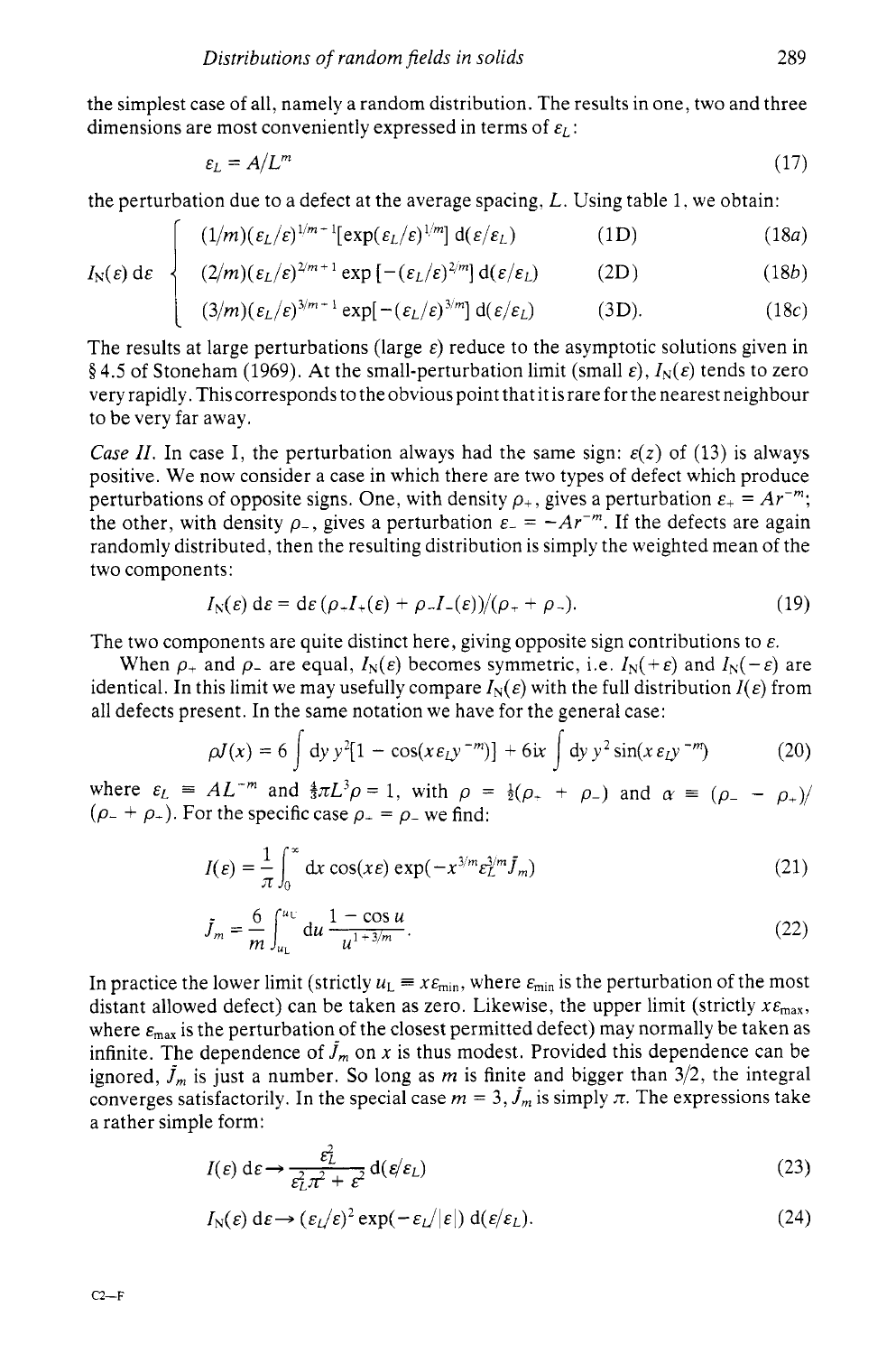the simplest case of all, namely a random distribution. The results in one, two and three dimensions are most conveniently expressed in terms of $\varepsilon_L$:

$$\varepsilon_L = A/L^m \tag{17}$$

the perturbation due to a defect at the average spacing, $L$. Using table 1, we obtain:

$$I_N(\varepsilon)\,d\varepsilon \begin{cases} (1/m)(\varepsilon_L/\varepsilon)^{1/m-1}[\exp(\varepsilon_L/\varepsilon)^{1/m}]\,d(\varepsilon/\varepsilon_L) & \text{(1D)} \quad (18a) \\ (2/m)(\varepsilon_L/\varepsilon)^{2/m+1}\exp[-(\varepsilon_L/\varepsilon)^{2/m}]\,d(\varepsilon/\varepsilon_L) & \text{(2D)} \quad (18b) \\ (3/m)(\varepsilon_L/\varepsilon)^{3/m-1}\exp[-(\varepsilon_L/\varepsilon)^{3/m}]\,d(\varepsilon/\varepsilon_L) & \text{(3D)}. \quad (18c) \end{cases}$$

The results at large perturbations (large $\varepsilon$) reduce to the asymptotic solutions given in § 4.5 of Stoneham (1969). At the small-perturbation limit (small $\varepsilon$), $I_N(\varepsilon)$ tends to zero very rapidly. This corresponds to the obvious point that it is rare for the nearest neighbour to be very far away.

*Case II.* In case I, the perturbation always had the same sign: $\varepsilon(z)$ of (13) is always positive. We now consider a case in which there are two types of defect which produce perturbations of opposite signs. One, with density $\rho_+$, gives a perturbation $\varepsilon_+ = Ar^{-m}$; the other, with density $\rho_-$, gives a perturbation $\varepsilon_- = -Ar^{-m}$. If the defects are again randomly distributed, then the resulting distribution is simply the weighted mean of the two components:

$$I_N(\varepsilon)\,d\varepsilon = d\varepsilon\,(\rho_+ I_+(\varepsilon) + \rho_- I_-(\varepsilon))/(\rho_+ + \rho_-). \tag{19}$$

The two components are quite distinct here, giving opposite sign contributions to $\varepsilon$.

When $\rho_+$ and $\rho_-$ are equal, $I_N(\varepsilon)$ becomes symmetric, i.e. $I_N(+\varepsilon)$ and $I_N(-\varepsilon)$ are identical. In this limit we may usefully compare $I_N(\varepsilon)$ with the full distribution $I(\varepsilon)$ from all defects present. In the same notation we have for the general case:

$$\rho J(x) = 6\int dy\, y^2[1-\cos(x\varepsilon_L y^{-m})] + 6i\alpha\int dy\, y^2 \sin(x\,\varepsilon_L y^{-m}) \tag{20}$$

where $\varepsilon_L \equiv AL^{-m}$ and $\frac{4}{3}\pi L^3\rho = 1$, with $\rho = \frac{1}{2}(\rho_+ + \rho_-)$ and $\alpha \equiv (\rho_- - \rho_+)/(\rho_- + \rho_-)$. For the specific case $\rho_- = \rho_-$ we find:

$$I(\varepsilon) = \frac{1}{\pi}\int_0^\infty dx\,\cos(x\varepsilon)\exp(-x^{3/m}\varepsilon_L^{3/m}\tilde{J}_m) \tag{21}$$

$$\tilde{J}_m = \frac{6}{m}\int_{u_L}^{u_U} du\,\frac{1-\cos u}{u^{1+3/m}}. \tag{22}$$

In practice the lower limit (strictly $u_L \equiv x\varepsilon_{min}$, where $\varepsilon_{min}$ is the perturbation of the most distant allowed defect) can be taken as zero. Likewise, the upper limit (strictly $x\varepsilon_{max}$, where $\varepsilon_{max}$ is the perturbation of the closest permitted defect) may normally be taken as infinite. The dependence of $\tilde{J}_m$ on $x$ is thus modest. Provided this dependence can be ignored, $\tilde{J}_m$ is just a number. So long as $m$ is finite and bigger than 3/2, the integral converges satisfactorily. In the special case $m = 3$, $\tilde{J}_m$ is simply $\pi$. The expressions take a rather simple form:

$$I(\varepsilon)\,d\varepsilon \to \frac{\varepsilon_L^2}{\varepsilon_L^2\pi^2 + \varepsilon^2}\,d(\varepsilon/\varepsilon_L) \tag{23}$$

$$I_N(\varepsilon)\,d\varepsilon \to (\varepsilon_L/\varepsilon)^2\exp(-\varepsilon_L/|\varepsilon|)\,d(\varepsilon/\varepsilon_L). \tag{24}$$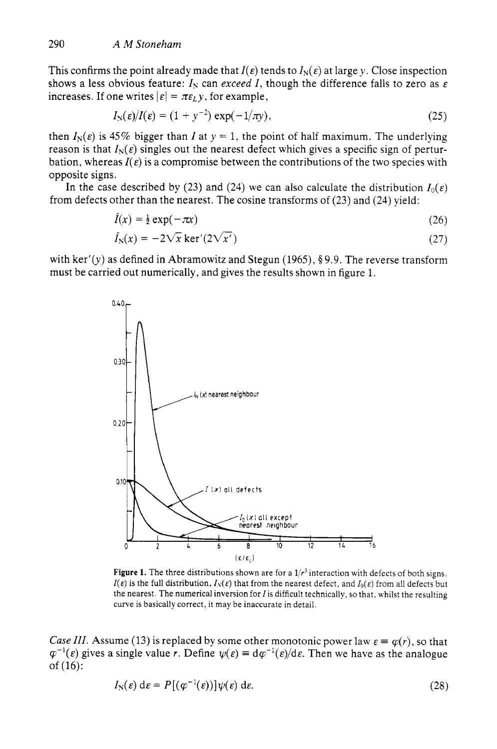This confirms the point already made that $I(\varepsilon)$ tends to $I_N(\varepsilon)$ at large $y$. Close inspection shows a less obvious feature: $I_N$ can *exceed* $I$, though the difference falls to zero as $\varepsilon$ increases. If one writes $|\varepsilon| = \pi\varepsilon_L y$, for example,

$$I_N(\varepsilon)/I(\varepsilon) = (1 + y^{-2}) \exp(-1/\pi y), \tag{25}$$

then $I_N(\varepsilon)$ is 45% bigger than $I$ at $y = 1$, the point of half maximum. The underlying reason is that $I_N(\varepsilon)$ singles out the nearest defect which gives a specific sign of perturbation, whereas $I(\varepsilon)$ is a compromise between the contributions of the two species with opposite signs.

In the case described by (23) and (24) we can also calculate the distribution $I_0(\varepsilon)$ from defects other than the nearest. The cosine transforms of (23) and (24) yield:

$$\bar{I}(x) = \tfrac{1}{2} \exp(-\pi x) \tag{26}$$

$$\bar{I}_N(x) = -2\sqrt{x}\,\mathrm{ker}'(2\sqrt{x'}) \tag{27}$$

with $\mathrm{ker}'(y)$ as defined in Abramowitz and Stegun (1965), § 9.9. The reverse transform must be carried out numerically, and gives the results shown in figure 1.

**Figure 1.** The three distributions shown are for a $1/r^3$ interaction with defects of both signs. $I(\varepsilon)$ is the full distribution, $I_N(\varepsilon)$ that from the nearest defect, and $I_0(\varepsilon)$ from all defects but the nearest. The numerical inversion for $I$ is difficult technically, so that, whilst the resulting curve is basically correct, it may be inaccurate in detail.

*Case III.* Assume (13) is replaced by some other monotonic power law $\varepsilon \equiv \varphi(r)$, so that $\varphi^{-1}(\varepsilon)$ gives a single value $r$. Define $\psi(\varepsilon) \equiv \mathrm{d}\varphi^{-1}(\varepsilon)/\mathrm{d}\varepsilon$. Then we have as the analogue of (16):

$$I_N(\varepsilon)\,\mathrm{d}\varepsilon = P[(\varphi^{-1}(\varepsilon))]\psi(\varepsilon)\,\mathrm{d}\varepsilon. \tag{28}$$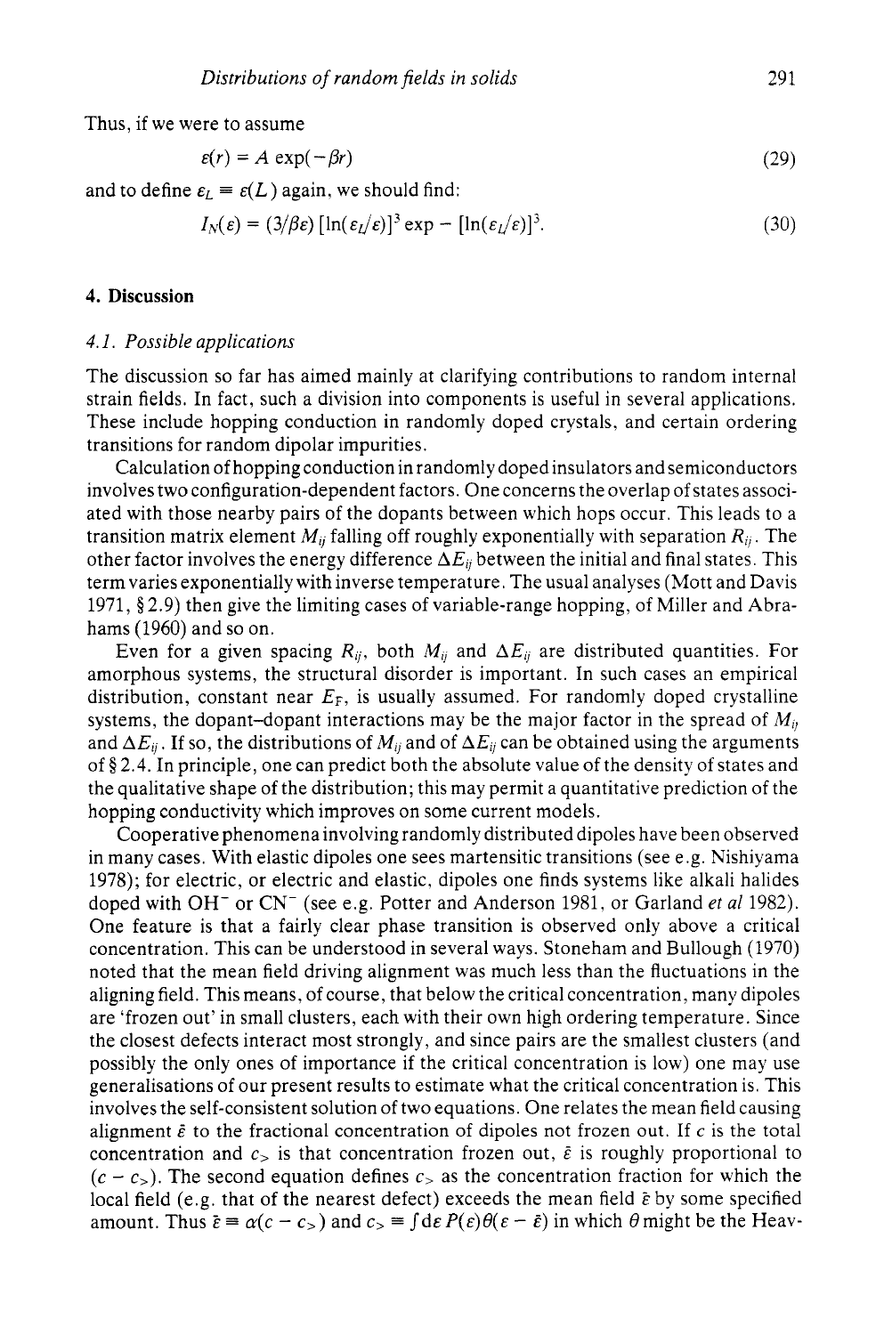Thus, if we were to assume

$$\varepsilon(r) = A \exp(-\beta r) \tag{29}$$

and to define $\varepsilon_L \equiv \varepsilon(L)$ again, we should find:

$$I_N(\varepsilon) = (3/\beta\varepsilon)\,[\ln(\varepsilon_L/\varepsilon)]^3 \exp - [\ln(\varepsilon_L/\varepsilon)]^3. \tag{30}$$

## 4. Discussion

### *4.1. Possible applications*

The discussion so far has aimed mainly at clarifying contributions to random internal strain fields. In fact, such a division into components is useful in several applications. These include hopping conduction in randomly doped crystals, and certain ordering transitions for random dipolar impurities.

Calculation of hopping conduction in randomly doped insulators and semiconductors involves two configuration-dependent factors. One concerns the overlap of states associated with those nearby pairs of the dopants between which hops occur. This leads to a transition matrix element $M_{ij}$ falling off roughly exponentially with separation $R_{ij}$. The other factor involves the energy difference $\Delta E_{ij}$ between the initial and final states. This term varies exponentially with inverse temperature. The usual analyses (Mott and Davis 1971, § 2.9) then give the limiting cases of variable-range hopping, of Miller and Abrahams (1960) and so on.

Even for a given spacing $R_{ij}$, both $M_{ij}$ and $\Delta E_{ij}$ are distributed quantities. For amorphous systems, the structural disorder is important. In such cases an empirical distribution, constant near $E_F$, is usually assumed. For randomly doped crystalline systems, the dopant–dopant interactions may be the major factor in the spread of $M_{ij}$ and $\Delta E_{ij}$. If so, the distributions of $M_{ij}$ and of $\Delta E_{ij}$ can be obtained using the arguments of § 2.4. In principle, one can predict both the absolute value of the density of states and the qualitative shape of the distribution; this may permit a quantitative prediction of the hopping conductivity which improves on some current models.

Cooperative phenomena involving randomly distributed dipoles have been observed in many cases. With elastic dipoles one sees martensitic transitions (see e.g. Nishiyama 1978); for electric, or electric and elastic, dipoles one finds systems like alkali halides doped with $OH^-$ or $CN^-$ (see e.g. Potter and Anderson 1981, or Garland *et al* 1982). One feature is that a fairly clear phase transition is observed only above a critical concentration. This can be understood in several ways. Stoneham and Bullough (1970) noted that the mean field driving alignment was much less than the fluctuations in the aligning field. This means, of course, that below the critical concentration, many dipoles are 'frozen out' in small clusters, each with their own high ordering temperature. Since the closest defects interact most strongly, and since pairs are the smallest clusters (and possibly the only ones of importance if the critical concentration is low) one may use generalisations of our present results to estimate what the critical concentration is. This involves the self-consistent solution of two equations. One relates the mean field causing alignment $\bar{\varepsilon}$ to the fractional concentration of dipoles not frozen out. If $c$ is the total concentration and $c_>$ is that concentration frozen out, $\bar{\varepsilon}$ is roughly proportional to $(c - c_>)$. The second equation defines $c_>$ as the concentration fraction for which the local field (e.g. that of the nearest defect) exceeds the mean field $\bar{\varepsilon}$ by some specified amount. Thus $\bar{\varepsilon} \equiv \alpha(c - c_>)$ and $c_> \equiv \int \mathrm{d}\varepsilon\, P(\varepsilon)\theta(\varepsilon - \bar{\varepsilon})$ in which $\theta$ might be the Heav-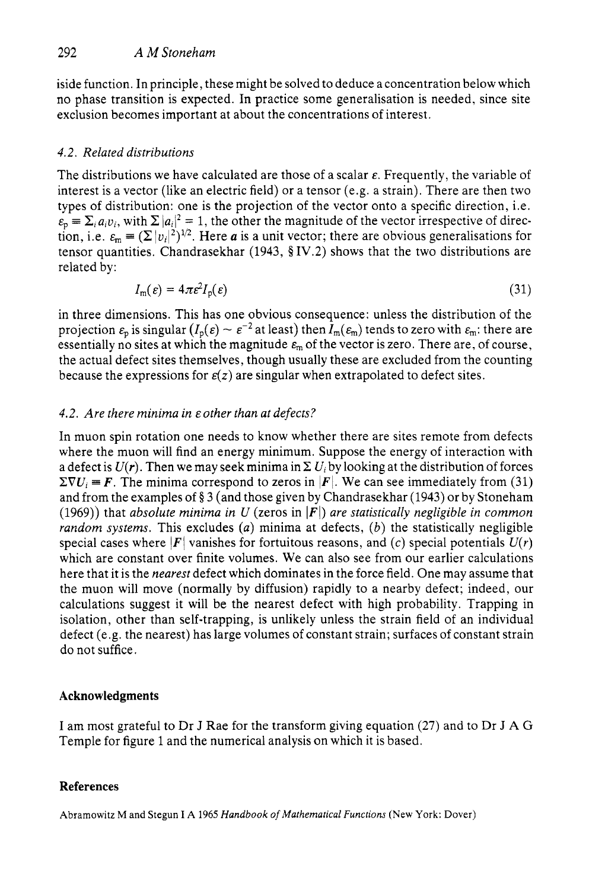iside function. In principle, these might be solved to deduce a concentration below which no phase transition is expected. In practice some generalisation is needed, since site exclusion becomes important at about the concentrations of interest.

### *4.2. Related distributions*

The distributions we have calculated are those of a scalar $\varepsilon$. Frequently, the variable of interest is a vector (like an electric field) or a tensor (e.g. a strain). There are then two types of distribution: one is the projection of the vector onto a specific direction, i.e. $\varepsilon_p \equiv \sum_i a_i v_i$, with $\sum |a_i|^2 = 1$, the other the magnitude of the vector irrespective of direction, i.e. $\varepsilon_m \equiv (\sum |v_i|^2)^{1/2}$. Here $\boldsymbol{a}$ is a unit vector; there are obvious generalisations for tensor quantities. Chandrasekhar (1943, § IV.2) shows that the two distributions are related by:

$$I_m(\varepsilon) = 4\pi\varepsilon^2 I_p(\varepsilon) \tag{31}$$

in three dimensions. This has one obvious consequence: unless the distribution of the projection $\varepsilon_p$ is singular ($I_p(\varepsilon) \sim \varepsilon^{-2}$ at least) then $I_m(\varepsilon_m)$ tends to zero with $\varepsilon_m$: there are essentially no sites at which the magnitude $\varepsilon_m$ of the vector is zero. There are, of course, the actual defect sites themselves, though usually these are excluded from the counting because the expressions for $\varepsilon(z)$ are singular when extrapolated to defect sites.

### *4.2. Are there minima in $\varepsilon$ other than at defects?*

In muon spin rotation one needs to know whether there are sites remote from defects where the muon will find an energy minimum. Suppose the energy of interaction with a defect is $U(\boldsymbol{r})$. Then we may seek minima in $\sum U_i$ by looking at the distribution of forces $\sum \nabla U_i \equiv \boldsymbol{F}$. The minima correspond to zeros in $|\boldsymbol{F}|$. We can see immediately from (31) and from the examples of § 3 (and those given by Chandrasekhar (1943) or by Stoneham (1969)) that *absolute minima in U (zeros in $|\boldsymbol{F}|$) are statistically negligible in common random systems.* This excludes (*a*) minima at defects, (*b*) the statistically negligible special cases where $|\boldsymbol{F}|$ vanishes for fortuitous reasons, and (*c*) special potentials $U(r)$ which are constant over finite volumes. We can also see from our earlier calculations here that it is the *nearest* defect which dominates in the force field. One may assume that the muon will move (normally by diffusion) rapidly to a nearby defect; indeed, our calculations suggest it will be the nearest defect with high probability. Trapping in isolation, other than self-trapping, is unlikely unless the strain field of an individual defect (e.g. the nearest) has large volumes of constant strain; surfaces of constant strain do not suffice.

## Acknowledgments

I am most grateful to Dr J Rae for the transform giving equation (27) and to Dr J A G Temple for figure 1 and the numerical analysis on which it is based.

## References

Abramowitz M and Stegun I A 1965 *Handbook of Mathematical Functions* (New York: Dover)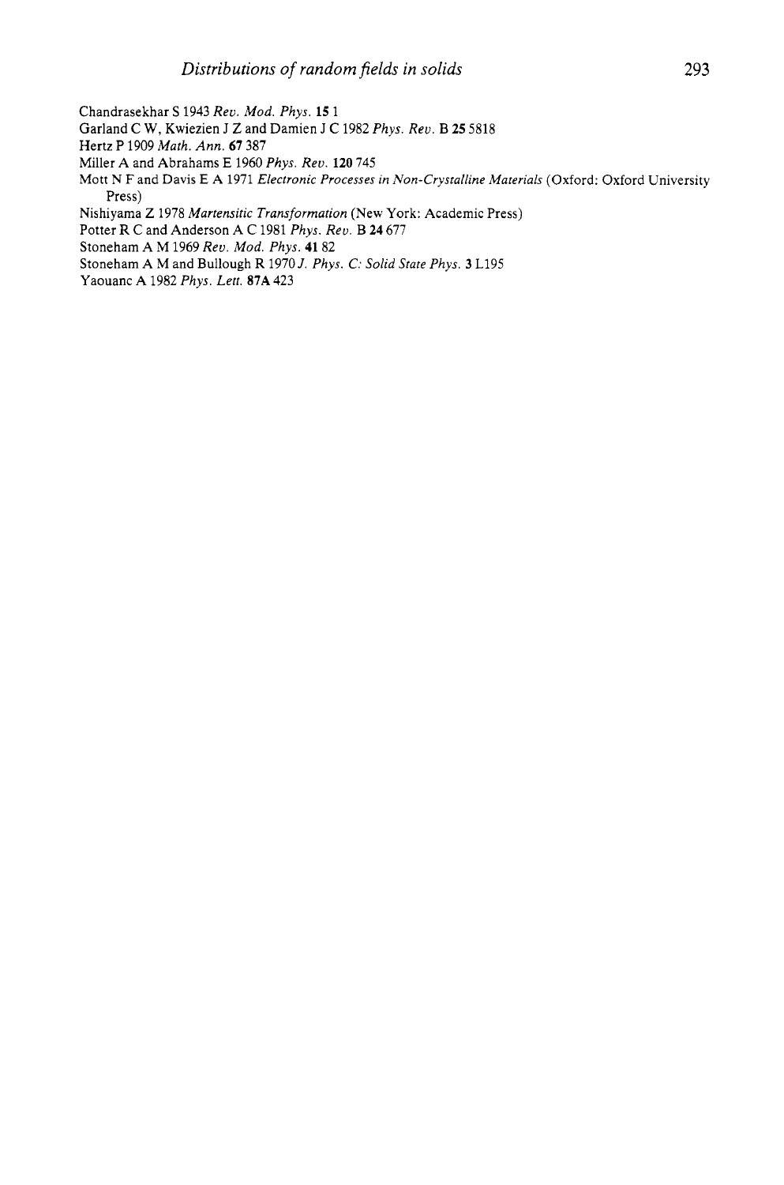Chandrasekhar S 1943 *Rev. Mod. Phys.* **15** 1

Garland C W, Kwiezien J Z and Damien J C 1982 *Phys. Rev.* B **25** 5818

Hertz P 1909 *Math. Ann.* **67** 387

Miller A and Abrahams E 1960 *Phys. Rev.* **120** 745

Mott N F and Davis E A 1971 *Electronic Processes in Non-Crystalline Materials* (Oxford: Oxford University Press)

Nishiyama Z 1978 *Martensitic Transformation* (New York: Academic Press)

Potter R C and Anderson A C 1981 *Phys. Rev.* B **24** 677

Stoneham A M 1969 *Rev. Mod. Phys.* **41** 82

Stoneham A M and Bullough R 1970 *J. Phys. C: Solid State Phys.* **3** L195

Yaouanc A 1982 *Phys. Lett.* **87A** 423